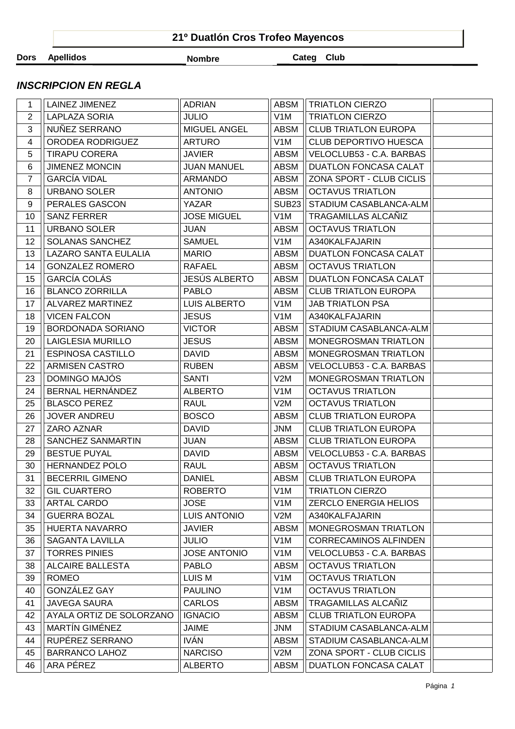# 21º Duatlón Cros Trofeo Mayencos

## *INSCRIPCION EN REGLA*

| Dors | Apellidos | Nombre | Categ | Club | |
|---|---|---|---|---|---|
| 1 | LAINEZ JIMENEZ | ADRIAN | ABSM | TRIATLON CIERZO | |
| 2 | LAPLAZA SORIA | JULIO | V1M | TRIATLON CIERZO | |
| 3 | NUÑEZ SERRANO | MIGUEL ANGEL | ABSM | CLUB TRIATLON EUROPA | |
| 4 | ORODEA RODRIGUEZ | ARTURO | V1M | CLUB DEPORTIVO HUESCA | |
| 5 | TIRAPU CORERA | JAVIER | ABSM | VELOCLUB53 - C.A. BARBAS | |
| 6 | JIMENEZ MONCIN | JUAN MANUEL | ABSM | DUATLON FONCASA CALAT | |
| 7 | GARCÍA VIDAL | ARMANDO | ABSM | ZONA SPORT - CLUB CICLIS | |
| 8 | URBANO SOLER | ANTONIO | ABSM | OCTAVUS TRIATLON | |
| 9 | PERALES GASCON | YAZAR | SUB23 | STADIUM CASABLANCA-ALM | |
| 10 | SANZ FERRER | JOSE MIGUEL | V1M | TRAGAMILLAS ALCAÑIZ | |
| 11 | URBANO SOLER | JUAN | ABSM | OCTAVUS TRIATLON | |
| 12 | SOLANAS SANCHEZ | SAMUEL | V1M | A340KALFAJARIN | |
| 13 | LAZARO SANTA EULALIA | MARIO | ABSM | DUATLON FONCASA CALAT | |
| 14 | GONZALEZ ROMERO | RAFAEL | ABSM | OCTAVUS TRIATLON | |
| 15 | GARCÍA COLÁS | JESÚS ALBERTO | ABSM | DUATLON FONCASA CALAT | |
| 16 | BLANCO ZORRILLA | PABLO | ABSM | CLUB TRIATLON EUROPA | |
| 17 | ALVAREZ MARTINEZ | LUIS ALBERTO | V1M | JAB TRIATLON PSA | |
| 18 | VICEN FALCON | JESUS | V1M | A340KALFAJARIN | |
| 19 | BORDONADA SORIANO | VICTOR | ABSM | STADIUM CASABLANCA-ALM | |
| 20 | LAIGLESIA MURILLO | JESUS | ABSM | MONEGROSMAN TRIATLON | |
| 21 | ESPINOSA CASTILLO | DAVID | ABSM | MONEGROSMAN TRIATLON | |
| 22 | ARMISEN CASTRO | RUBEN | ABSM | VELOCLUB53 - C.A. BARBAS | |
| 23 | DOMINGO MAJÓS | SANTI | V2M | MONEGROSMAN TRIATLON | |
| 24 | BERNAL HERNÁNDEZ | ALBERTO | V1M | OCTAVUS TRIATLON | |
| 25 | BLASCO PEREZ | RAUL | V2M | OCTAVUS TRIATLON | |
| 26 | JOVER ANDREU | BOSCO | ABSM | CLUB TRIATLON EUROPA | |
| 27 | ZARO AZNAR | DAVID | JNM | CLUB TRIATLON EUROPA | |
| 28 | SANCHEZ SANMARTIN | JUAN | ABSM | CLUB TRIATLON EUROPA | |
| 29 | BESTUE PUYAL | DAVID | ABSM | VELOCLUB53 - C.A. BARBAS | |
| 30 | HERNANDEZ POLO | RAUL | ABSM | OCTAVUS TRIATLON | |
| 31 | BECERRIL GIMENO | DANIEL | ABSM | CLUB TRIATLON EUROPA | |
| 32 | GIL CUARTERO | ROBERTO | V1M | TRIATLON CIERZO | |
| 33 | ARTAL CARDO | JOSE | V1M | ZERCLO ENERGIA HELIOS | |
| 34 | GUERRA BOZAL | LUIS ANTONIO | V2M | A340KALFAJARIN | |
| 35 | HUERTA NAVARRO | JAVIER | ABSM | MONEGROSMAN TRIATLON | |
| 36 | SAGANTA LAVILLA | JULIO | V1M | CORRECAMINOS ALFINDEN | |
| 37 | TORRES PINIES | JOSE ANTONIO | V1M | VELOCLUB53 - C.A. BARBAS | |
| 38 | ALCAIRE BALLESTA | PABLO | ABSM | OCTAVUS TRIATLON | |
| 39 | ROMEO | LUIS M | V1M | OCTAVUS TRIATLON | |
| 40 | GONZÁLEZ GAY | PAULINO | V1M | OCTAVUS TRIATLON | |
| 41 | JAVEGA SAURA | CARLOS | ABSM | TRAGAMILLAS ALCAÑIZ | |
| 42 | AYALA ORTIZ DE SOLORZANO | IGNACIO | ABSM | CLUB TRIATLON EUROPA | |
| 43 | MARTÍN GIMÉNEZ | JAIME | JNM | STADIUM CASABLANCA-ALM | |
| 44 | RUPÉREZ SERRANO | IVÁN | ABSM | STADIUM CASABLANCA-ALM | |
| 45 | BARRANCO LAHOZ | NARCISO | V2M | ZONA SPORT - CLUB CICLIS | |
| 46 | ARA PÉREZ | ALBERTO | ABSM | DUATLON FONCASA CALAT | |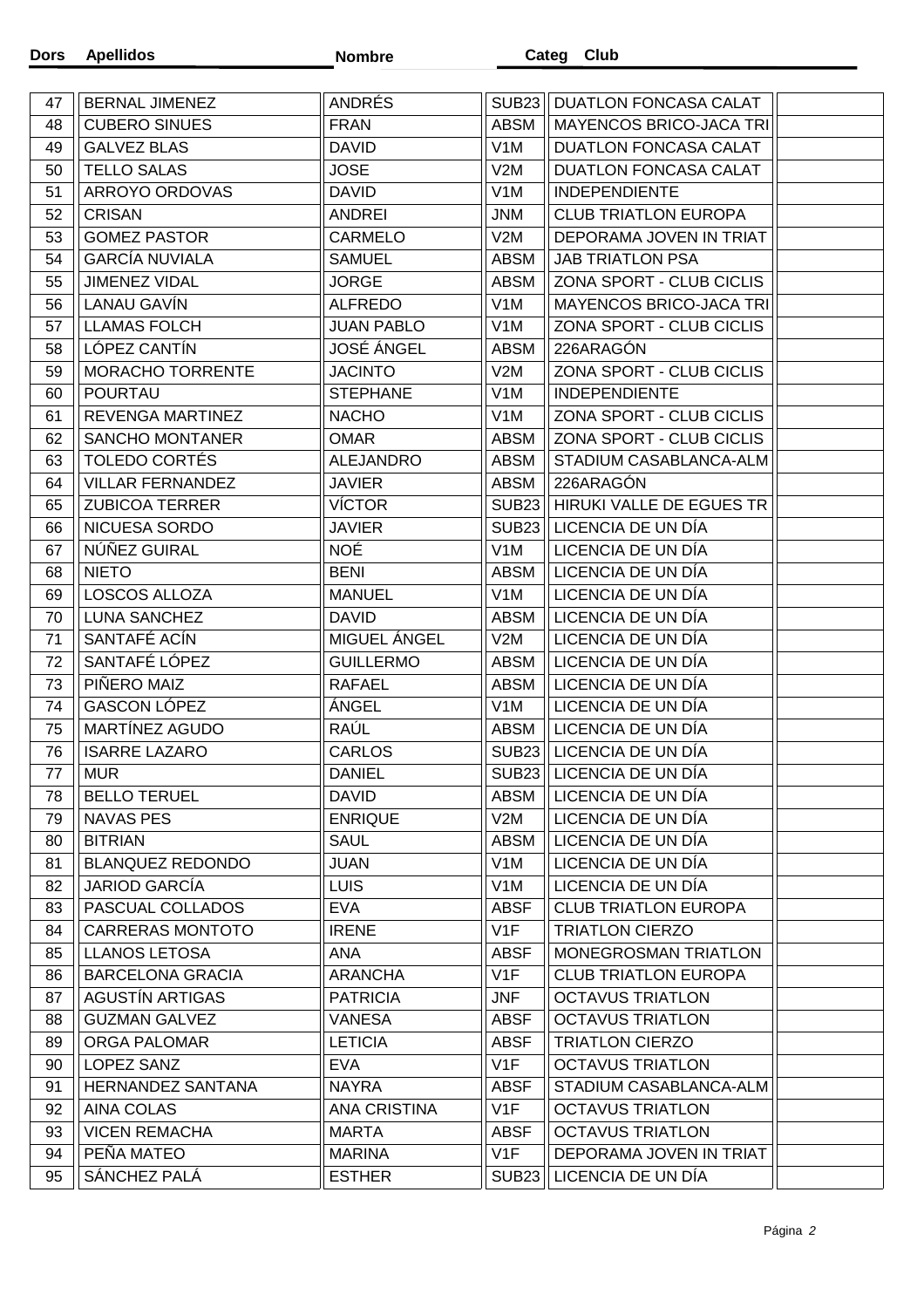| Dors | Apellidos | Nombre | Categ | Club | |
|---|---|---|---|---|---|
| 47 | BERNAL JIMENEZ | ANDRÉS | SUB23 | DUATLON FONCASA CALAT | |
| 48 | CUBERO SINUES | FRAN | ABSM | MAYENCOS BRICO-JACA TRI | |
| 49 | GALVEZ BLAS | DAVID | V1M | DUATLON FONCASA CALAT | |
| 50 | TELLO SALAS | JOSE | V2M | DUATLON FONCASA CALAT | |
| 51 | ARROYO ORDOVAS | DAVID | V1M | INDEPENDIENTE | |
| 52 | CRISAN | ANDREI | JNM | CLUB TRIATLON EUROPA | |
| 53 | GOMEZ PASTOR | CARMELO | V2M | DEPORAMA JOVEN IN TRIAT | |
| 54 | GARCÍA NUVIALA | SAMUEL | ABSM | JAB TRIATLON PSA | |
| 55 | JIMENEZ VIDAL | JORGE | ABSM | ZONA SPORT - CLUB CICLIS | |
| 56 | LANAU GAVÍN | ALFREDO | V1M | MAYENCOS BRICO-JACA TRI | |
| 57 | LLAMAS FOLCH | JUAN PABLO | V1M | ZONA SPORT - CLUB CICLIS | |
| 58 | LÓPEZ CANTÍN | JOSÉ ÁNGEL | ABSM | 226ARAGÓN | |
| 59 | MORACHO TORRENTE | JACINTO | V2M | ZONA SPORT - CLUB CICLIS | |
| 60 | POURTAU | STEPHANE | V1M | INDEPENDIENTE | |
| 61 | REVENGA MARTINEZ | NACHO | V1M | ZONA SPORT - CLUB CICLIS | |
| 62 | SANCHO MONTANER | OMAR | ABSM | ZONA SPORT - CLUB CICLIS | |
| 63 | TOLEDO CORTÉS | ALEJANDRO | ABSM | STADIUM CASABLANCA-ALM | |
| 64 | VILLAR FERNANDEZ | JAVIER | ABSM | 226ARAGÓN | |
| 65 | ZUBICOA TERRER | VÍCTOR | SUB23 | HIRUKI VALLE DE EGUES TR | |
| 66 | NICUESA SORDO | JAVIER | SUB23 | LICENCIA DE UN DÍA | |
| 67 | NÚÑEZ GUIRAL | NOÉ | V1M | LICENCIA DE UN DÍA | |
| 68 | NIETO | BENI | ABSM | LICENCIA DE UN DÍA | |
| 69 | LOSCOS ALLOZA | MANUEL | V1M | LICENCIA DE UN DÍA | |
| 70 | LUNA SANCHEZ | DAVID | ABSM | LICENCIA DE UN DÍA | |
| 71 | SANTAFÉ ACÍN | MIGUEL ÁNGEL | V2M | LICENCIA DE UN DÍA | |
| 72 | SANTAFÉ LÓPEZ | GUILLERMO | ABSM | LICENCIA DE UN DÍA | |
| 73 | PIÑERO MAIZ | RAFAEL | ABSM | LICENCIA DE UN DÍA | |
| 74 | GASCON LÓPEZ | ÁNGEL | V1M | LICENCIA DE UN DÍA | |
| 75 | MARTÍNEZ AGUDO | RAÚL | ABSM | LICENCIA DE UN DÍA | |
| 76 | ISARRE LAZARO | CARLOS | SUB23 | LICENCIA DE UN DÍA | |
| 77 | MUR | DANIEL | SUB23 | LICENCIA DE UN DÍA | |
| 78 | BELLO TERUEL | DAVID | ABSM | LICENCIA DE UN DÍA | |
| 79 | NAVAS PES | ENRIQUE | V2M | LICENCIA DE UN DÍA | |
| 80 | BITRIAN | SAUL | ABSM | LICENCIA DE UN DÍA | |
| 81 | BLANQUEZ REDONDO | JUAN | V1M | LICENCIA DE UN DÍA | |
| 82 | JARIOD GARCÍA | LUIS | V1M | LICENCIA DE UN DÍA | |
| 83 | PASCUAL COLLADOS | EVA | ABSF | CLUB TRIATLON EUROPA | |
| 84 | CARRERAS MONTOTO | IRENE | V1F | TRIATLON CIERZO | |
| 85 | LLANOS LETOSA | ANA | ABSF | MONEGROSMAN TRIATLON | |
| 86 | BARCELONA GRACIA | ARANCHA | V1F | CLUB TRIATLON EUROPA | |
| 87 | AGUSTÍN ARTIGAS | PATRICIA | JNF | OCTAVUS TRIATLON | |
| 88 | GUZMAN GALVEZ | VANESA | ABSF | OCTAVUS TRIATLON | |
| 89 | ORGA PALOMAR | LETICIA | ABSF | TRIATLON CIERZO | |
| 90 | LOPEZ SANZ | EVA | V1F | OCTAVUS TRIATLON | |
| 91 | HERNANDEZ SANTANA | NAYRA | ABSF | STADIUM CASABLANCA-ALM | |
| 92 | AINA COLAS | ANA CRISTINA | V1F | OCTAVUS TRIATLON | |
| 93 | VICEN REMACHA | MARTA | ABSF | OCTAVUS TRIATLON | |
| 94 | PEÑA MATEO | MARINA | V1F | DEPORAMA JOVEN IN TRIAT | |
| 95 | SÁNCHEZ PALÁ | ESTHER | SUB23 | LICENCIA DE UN DÍA | |